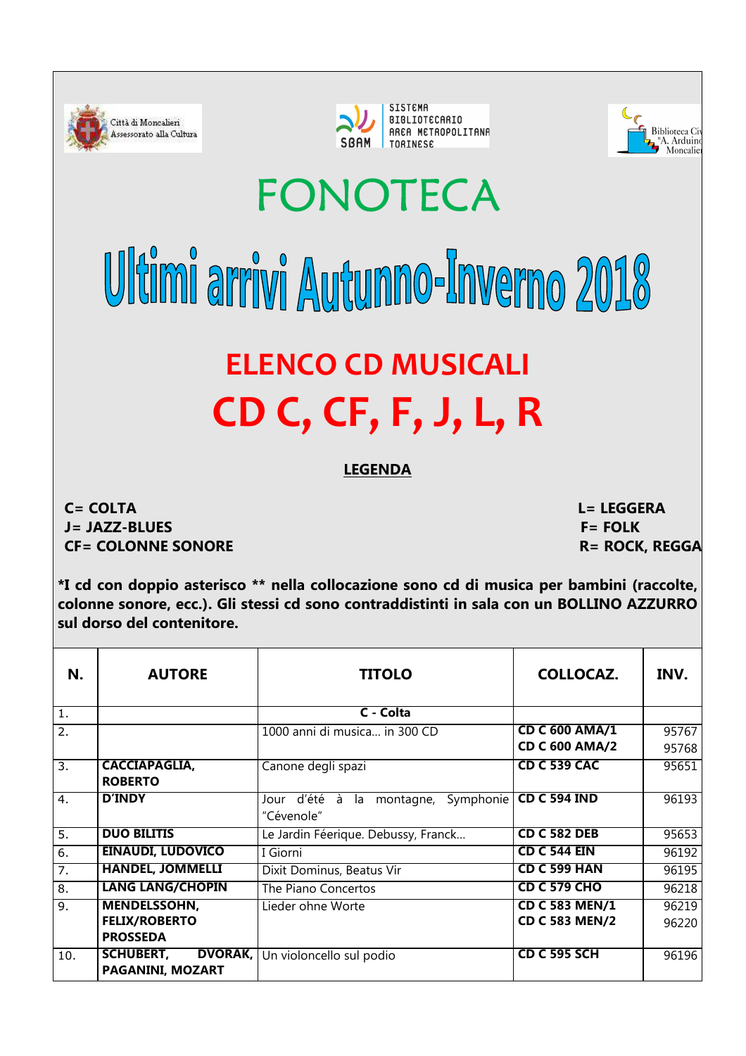Città di Moncalieri
Assessorato alla Cultura

SISTEMA BIBLIOTECARIO AREA METROPOLITANA TORINESE
SBAM

Biblioteca Civ "A. Arduino" Moncalier

# FONOTECA

# Ultimi arrivi Autunno-Inverno 2018

## ELENCO CD MUSICALI

## CD C, CF, F, J, L, R

**LEGENDA**

**C= COLTA**
**J= JAZZ-BLUES**
**CF= COLONNE SONORE**
**L= LEGGERA**
**F= FOLK**
**R= ROCK, REGGA**

***I cd con doppio asterisco ** nella collocazione sono cd di musica per bambini (raccolte, colonne sonore, ecc.). Gli stessi cd sono contraddistinti in sala con un BOLLINO AZZURRO sul dorso del contenitore.**

| N. | AUTORE | TITOLO | COLLOCAZ. | INV. |
|---|---|---|---|---|
| 1. | | **C - Colta** | | |
| 2. | | 1000 anni di musica... in 300 CD | **CD C 600 AMA/1**<br>**CD C 600 AMA/2** | 95767<br>95768 |
| 3. | **CACCIAPAGLIA, ROBERTO** | Canone degli spazi | **CD C 539 CAC** | 95651 |
| 4. | **D'INDY** | Jour d'été à la montagne, Symphonie "Cévenole" | **CD C 594 IND** | 96193 |
| 5. | **DUO BILITIS** | Le Jardin Féerique. Debussy, Franck... | **CD C 582 DEB** | 95653 |
| 6. | **EINAUDI, LUDOVICO** | I Giorni | **CD C 544 EIN** | 96192 |
| 7. | **HANDEL, JOMMELLI** | Dixit Dominus, Beatus Vir | **CD C 599 HAN** | 96195 |
| 8. | **LANG LANG/CHOPIN** | The Piano Concertos | **CD C 579 CHO** | 96218 |
| 9. | **MENDELSSOHN, FELIX/ROBERTO PROSSEDA** | Lieder ohne Worte | **CD C 583 MEN/1**<br>**CD C 583 MEN/2** | 96219<br>96220 |
| 10. | **SCHUBERT, DVORAK, PAGANINI, MOZART** | Un violoncello sul podio | **CD C 595 SCH** | 96196 |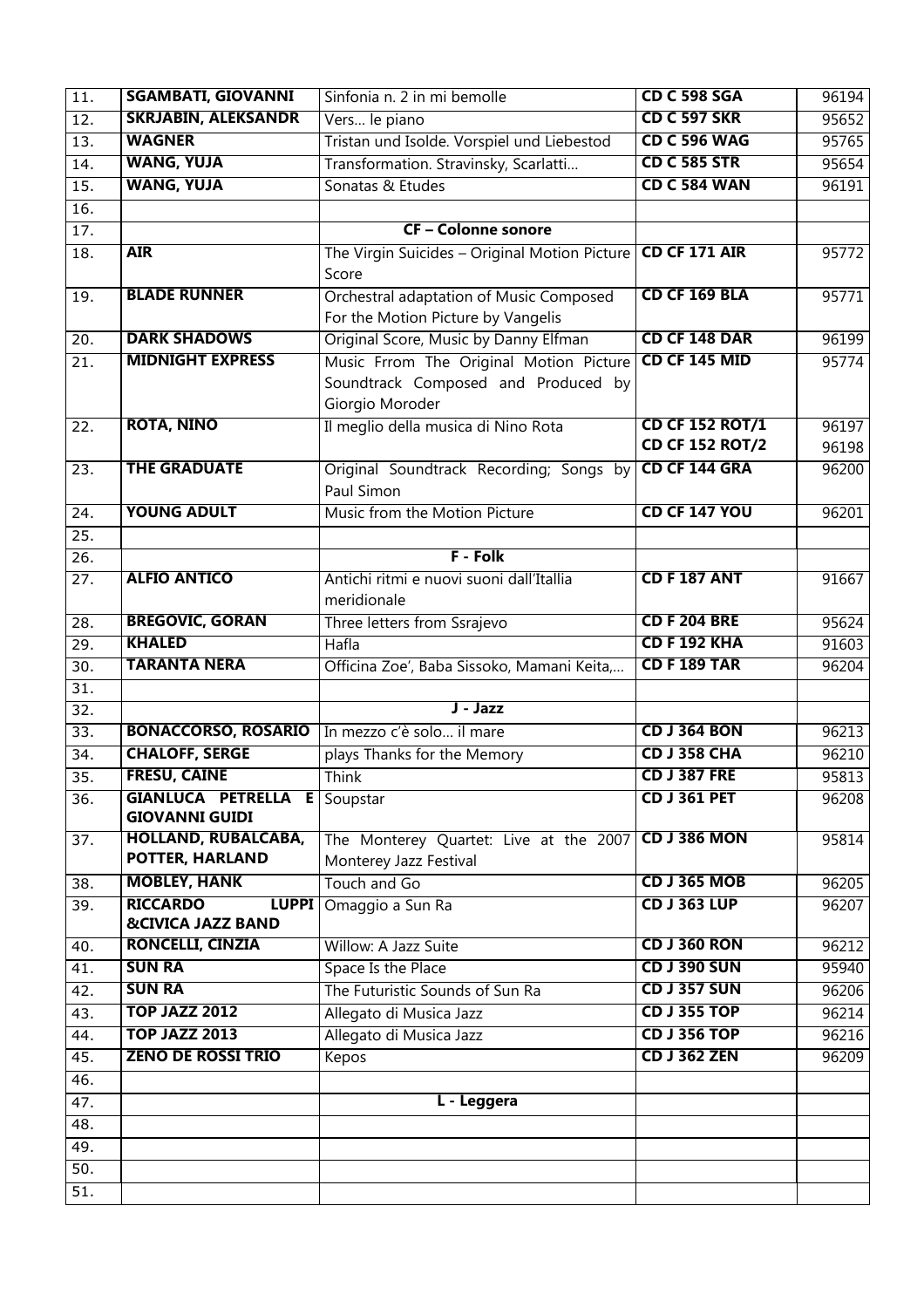| | | | | |
|---|---|---|---|---|
| 11. | **SGAMBATI, GIOVANNI** | Sinfonia n. 2 in mi bemolle | **CD C 598 SGA** | 96194 |
| 12. | **SKRJABIN, ALEKSANDR** | Vers… le piano | **CD C 597 SKR** | 95652 |
| 13. | **WAGNER** | Tristan und Isolde. Vorspiel und Liebestod | **CD C 596 WAG** | 95765 |
| 14. | **WANG, YUJA** | Transformation. Stravinsky, Scarlatti… | **CD C 585 STR** | 95654 |
| 15. | **WANG, YUJA** | Sonatas & Etudes | **CD C 584 WAN** | 96191 |
| 16. | | | | |
| 17. | | **CF – Colonne sonore** | | |
| 18. | **AIR** | The Virgin Suicides – Original Motion Picture Score | **CD CF 171 AIR** | 95772 |
| 19. | **BLADE RUNNER** | Orchestral adaptation of Music Composed For the Motion Picture by Vangelis | **CD CF 169 BLA** | 95771 |
| 20. | **DARK SHADOWS** | Original Score, Music by Danny Elfman | **CD CF 148 DAR** | 96199 |
| 21. | **MIDNIGHT EXPRESS** | Music Frrom The Original Motion Picture Soundtrack Composed and Produced by Giorgio Moroder | **CD CF 145 MID** | 95774 |
| 22. | **ROTA, NINO** | Il meglio della musica di Nino Rota | **CD CF 152 ROT/1**<br>**CD CF 152 ROT/2** | 96197<br>96198 |
| 23. | **THE GRADUATE** | Original Soundtrack Recording; Songs by Paul Simon | **CD CF 144 GRA** | 96200 |
| 24. | **YOUNG ADULT** | Music from the Motion Picture | **CD CF 147 YOU** | 96201 |
| 25. | | | | |
| 26. | | **F - Folk** | | |
| 27. | **ALFIO ANTICO** | Antichi ritmi e nuovi suoni dall'Itallia meridionale | **CD F 187 ANT** | 91667 |
| 28. | **BREGOVIC, GORAN** | Three letters from Ssrajevo | **CD F 204 BRE** | 95624 |
| 29. | **KHALED** | Hafla | **CD F 192 KHA** | 91603 |
| 30. | **TARANTA NERA** | Officina Zoe', Baba Sissoko, Mamani Keita,… | **CD F 189 TAR** | 96204 |
| 31. | | | | |
| 32. | | **J - Jazz** | | |
| 33. | **BONACCORSO, ROSARIO** | In mezzo c'è solo… il mare | **CD J 364 BON** | 96213 |
| 34. | **CHALOFF, SERGE** | plays Thanks for the Memory | **CD J 358 CHA** | 96210 |
| 35. | **FRESU, CAINE** | Think | **CD J 387 FRE** | 95813 |
| 36. | **GIANLUCA PETRELLA E GIOVANNI GUIDI** | Soupstar | **CD J 361 PET** | 96208 |
| 37. | **HOLLAND, RUBALCABA, POTTER, HARLAND** | The Monterey Quartet: Live at the 2007 Monterey Jazz Festival | **CD J 386 MON** | 95814 |
| 38. | **MOBLEY, HANK** | Touch and Go | **CD J 365 MOB** | 96205 |
| 39. | **RICCARDO LUPPI &CIVICA JAZZ BAND** | Omaggio a Sun Ra | **CD J 363 LUP** | 96207 |
| 40. | **RONCELLI, CINZIA** | Willow: A Jazz Suite | **CD J 360 RON** | 96212 |
| 41. | **SUN RA** | Space Is the Place | **CD J 390 SUN** | 95940 |
| 42. | **SUN RA** | The Futuristic Sounds of Sun Ra | **CD J 357 SUN** | 96206 |
| 43. | **TOP JAZZ 2012** | Allegato di Musica Jazz | **CD J 355 TOP** | 96214 |
| 44. | **TOP JAZZ 2013** | Allegato di Musica Jazz | **CD J 356 TOP** | 96216 |
| 45. | **ZENO DE ROSSI TRIO** | Kepos | **CD J 362 ZEN** | 96209 |
| 46. | | | | |
| 47. | | **L - Leggera** | | |
| 48. | | | | |
| 49. | | | | |
| 50. | | | | |
| 51. | | | | |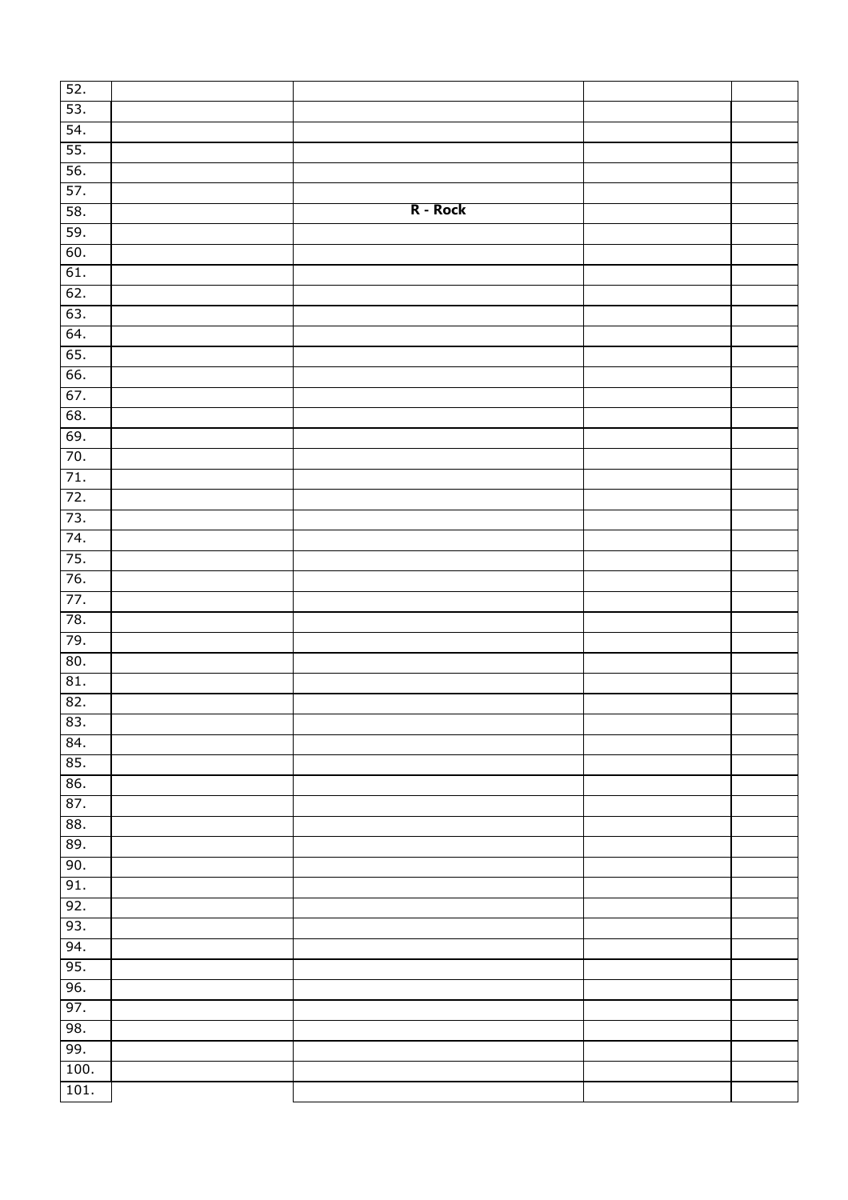| | | | | |
|---|---|---|---|---|
| 52. | | | | |
| 53. | | | | |
| 54. | | | | |
| 55. | | | | |
| 56. | | | | |
| 57. | | | | |
| 58. | | **R - Rock** | | |
| 59. | | | | |
| 60. | | | | |
| 61. | | | | |
| 62. | | | | |
| 63. | | | | |
| 64. | | | | |
| 65. | | | | |
| 66. | | | | |
| 67. | | | | |
| 68. | | | | |
| 69. | | | | |
| 70. | | | | |
| 71. | | | | |
| 72. | | | | |
| 73. | | | | |
| 74. | | | | |
| 75. | | | | |
| 76. | | | | |
| 77. | | | | |
| 78. | | | | |
| 79. | | | | |
| 80. | | | | |
| 81. | | | | |
| 82. | | | | |
| 83. | | | | |
| 84. | | | | |
| 85. | | | | |
| 86. | | | | |
| 87. | | | | |
| 88. | | | | |
| 89. | | | | |
| 90. | | | | |
| 91. | | | | |
| 92. | | | | |
| 93. | | | | |
| 94. | | | | |
| 95. | | | | |
| 96. | | | | |
| 97. | | | | |
| 98. | | | | |
| 99. | | | | |
| 100. | | | | |
| 101. | | | | |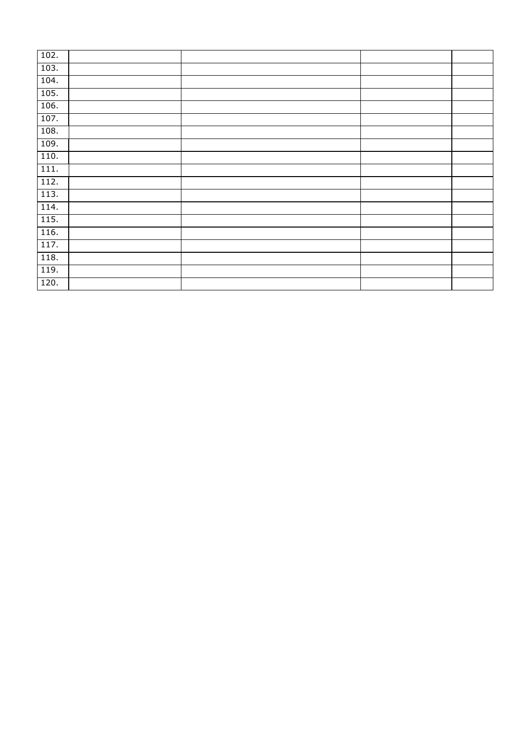| | | | | |
|---|---|---|---|---|
| 102. | | | | |
| 103. | | | | |
| 104. | | | | |
| 105. | | | | |
| 106. | | | | |
| 107. | | | | |
| 108. | | | | |
| 109. | | | | |
| 110. | | | | |
| 111. | | | | |
| 112. | | | | |
| 113. | | | | |
| 114. | | | | |
| 115. | | | | |
| 116. | | | | |
| 117. | | | | |
| 118. | | | | |
| 119. | | | | |
| 120. | | | | |